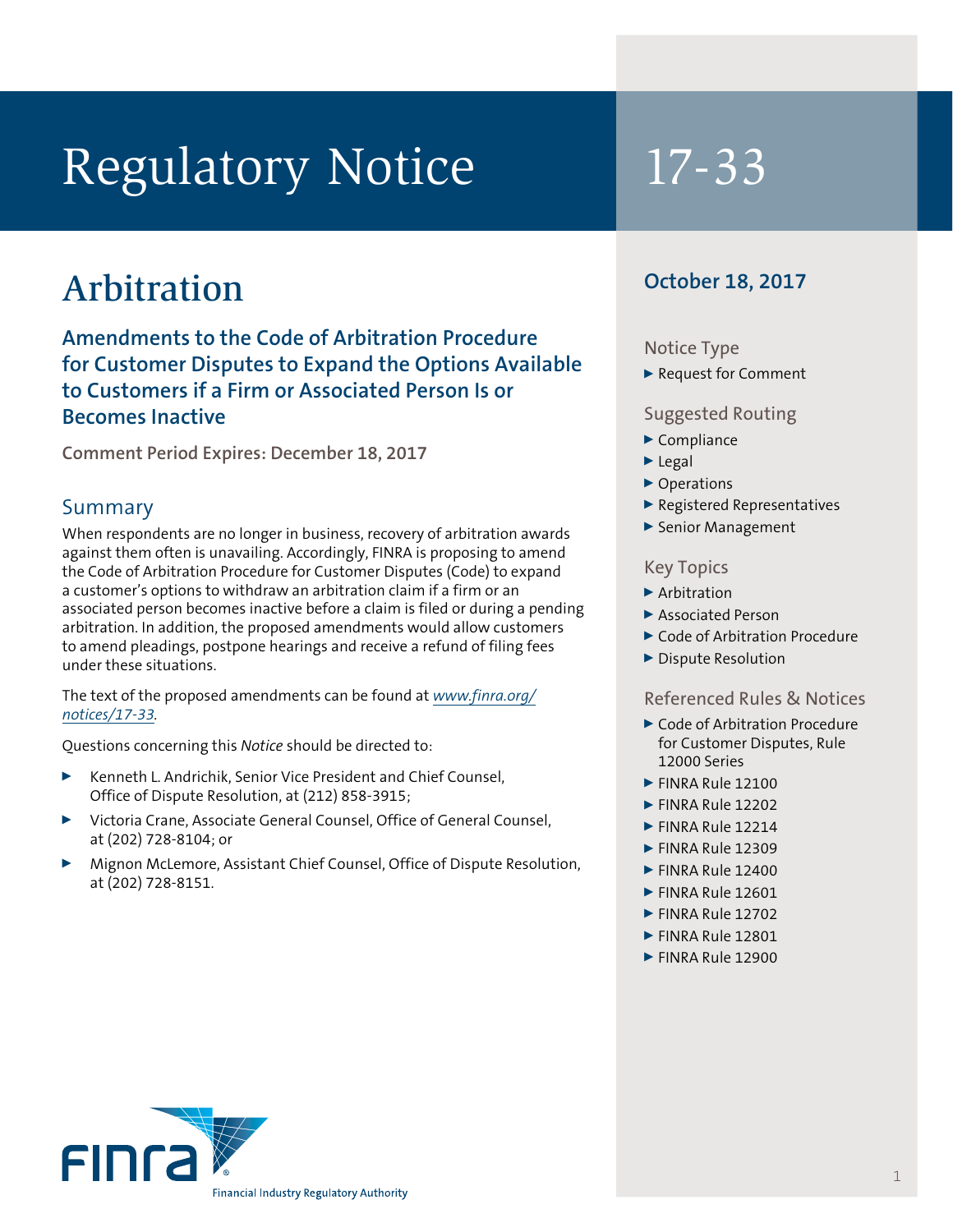# Regulatory Notice 17-33

## Arbitration

### Amendments to the Code of Arbitration Procedure for Customer Disputes to Expand the Options Available to Customers if a Firm or Associated Person Is or Becomes Inactive

**Comment Period Expires: December 18, 2017**

## Summary

When respondents are no longer in business, recovery of arbitration awards against them often is unavailing. Accordingly, FINRA is proposing to amend the Code of Arbitration Procedure for Customer Disputes (Code) to expand a customer's options to withdraw an arbitration claim if a firm or an associated person becomes inactive before a claim is filed or during a pending arbitration. In addition, the proposed amendments would allow customers to amend pleadings, postpone hearings and receive a refund of filing fees under these situations.

The text of the proposed amendments can be found at *www.finra.org/notices/17-33*.

Questions concerning this *Notice* should be directed to:

- Kenneth L. Andrichik, Senior Vice President and Chief Counsel, Office of Dispute Resolution, at (212) 858-3915;
- Victoria Crane, Associate General Counsel, Office of General Counsel, at (202) 728-8104; or
- Mignon McLemore, Assistant Chief Counsel, Office of Dispute Resolution, at (202) 728-8151.

**October 18, 2017**

### Notice Type

- Request for Comment

### Suggested Routing

- Compliance
- Legal
- Operations
- Registered Representatives
- Senior Management

### Key Topics

- Arbitration
- Associated Person
- Code of Arbitration Procedure
- Dispute Resolution

### Referenced Rules & Notices

- Code of Arbitration Procedure for Customer Disputes, Rule 12000 Series
- FINRA Rule 12100
- FINRA Rule 12202
- FINRA Rule 12214
- FINRA Rule 12309
- FINRA Rule 12400
- FINRA Rule 12601
- FINRA Rule 12702
- FINRA Rule 12801
- FINRA Rule 12900

FINRA
Financial Industry Regulatory Authority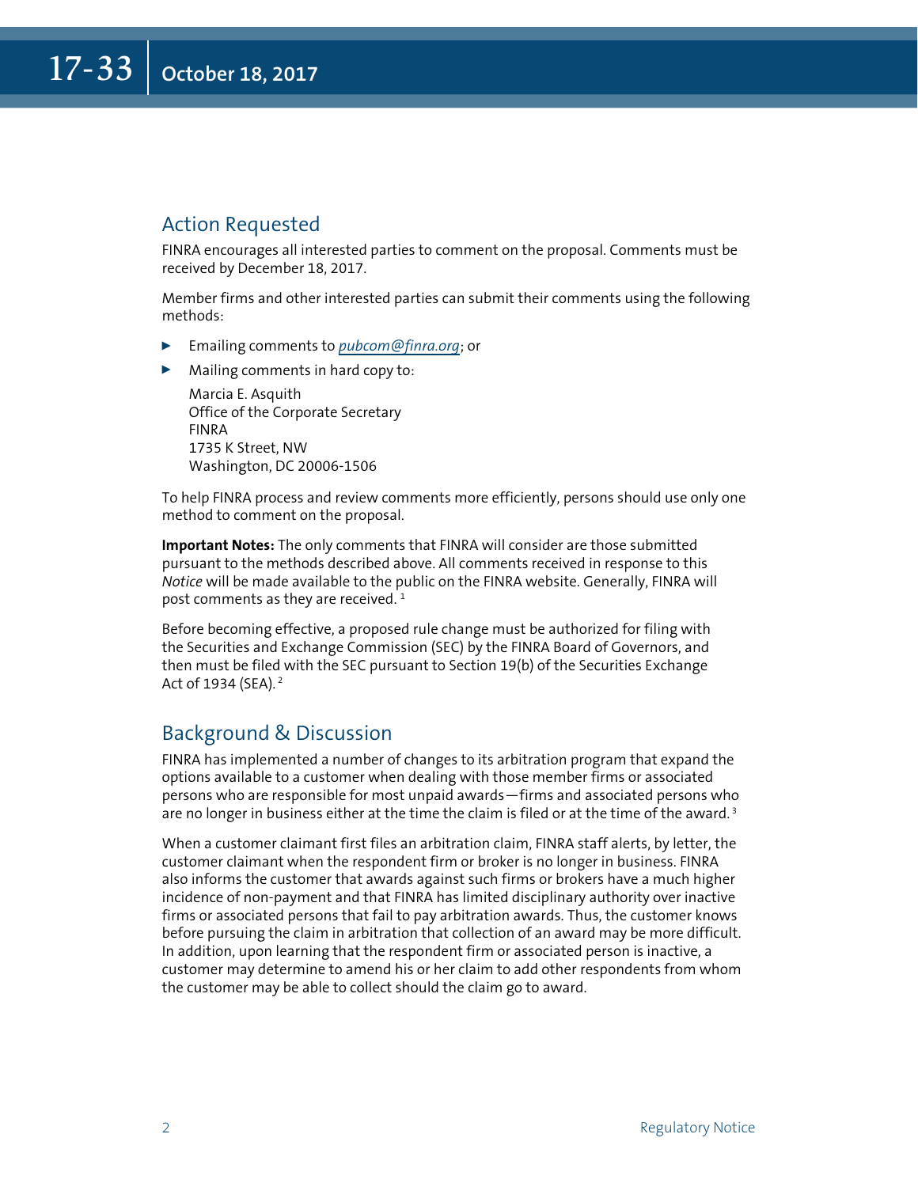## Action Requested

FINRA encourages all interested parties to comment on the proposal. Comments must be received by December 18, 2017.

Member firms and other interested parties can submit their comments using the following methods:

- Emailing comments to *pubcom@finra.org*; or
- Mailing comments in hard copy to:

  Marcia E. Asquith
  Office of the Corporate Secretary
  FINRA
  1735 K Street, NW
  Washington, DC 20006-1506

To help FINRA process and review comments more efficiently, persons should use only one method to comment on the proposal.

**Important Notes:** The only comments that FINRA will consider are those submitted pursuant to the methods described above. All comments received in response to this *Notice* will be made available to the public on the FINRA website. Generally, FINRA will post comments as they are received. [1]

Before becoming effective, a proposed rule change must be authorized for filing with the Securities and Exchange Commission (SEC) by the FINRA Board of Governors, and then must be filed with the SEC pursuant to Section 19(b) of the Securities Exchange Act of 1934 (SEA). [2]

## Background & Discussion

FINRA has implemented a number of changes to its arbitration program that expand the options available to a customer when dealing with those member firms or associated persons who are responsible for most unpaid awards—firms and associated persons who are no longer in business either at the time the claim is filed or at the time of the award. [3]

When a customer claimant first files an arbitration claim, FINRA staff alerts, by letter, the customer claimant when the respondent firm or broker is no longer in business. FINRA also informs the customer that awards against such firms or brokers have a much higher incidence of non-payment and that FINRA has limited disciplinary authority over inactive firms or associated persons that fail to pay arbitration awards. Thus, the customer knows before pursuing the claim in arbitration that collection of an award may be more difficult. In addition, upon learning that the respondent firm or associated person is inactive, a customer may determine to amend his or her claim to add other respondents from whom the customer may be able to collect should the claim go to award.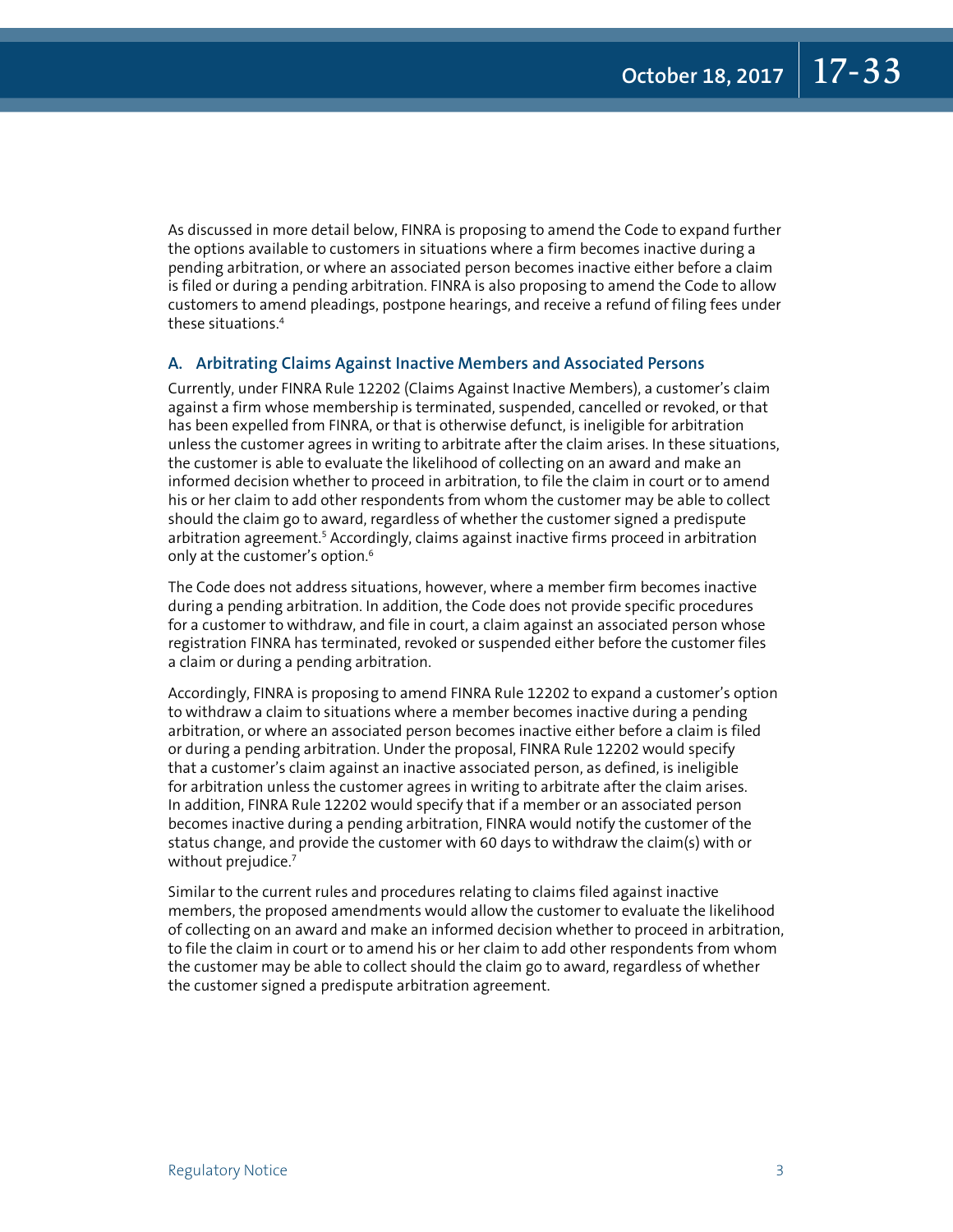As discussed in more detail below, FINRA is proposing to amend the Code to expand further the options available to customers in situations where a firm becomes inactive during a pending arbitration, or where an associated person becomes inactive either before a claim is filed or during a pending arbitration. FINRA is also proposing to amend the Code to allow customers to amend pleadings, postpone hearings, and receive a refund of filing fees under these situations.[4]

### A. Arbitrating Claims Against Inactive Members and Associated Persons

Currently, under FINRA Rule 12202 (Claims Against Inactive Members), a customer's claim against a firm whose membership is terminated, suspended, cancelled or revoked, or that has been expelled from FINRA, or that is otherwise defunct, is ineligible for arbitration unless the customer agrees in writing to arbitrate after the claim arises. In these situations, the customer is able to evaluate the likelihood of collecting on an award and make an informed decision whether to proceed in arbitration, to file the claim in court or to amend his or her claim to add other respondents from whom the customer may be able to collect should the claim go to award, regardless of whether the customer signed a predispute arbitration agreement.[5] Accordingly, claims against inactive firms proceed in arbitration only at the customer's option.[6]

The Code does not address situations, however, where a member firm becomes inactive during a pending arbitration. In addition, the Code does not provide specific procedures for a customer to withdraw, and file in court, a claim against an associated person whose registration FINRA has terminated, revoked or suspended either before the customer files a claim or during a pending arbitration.

Accordingly, FINRA is proposing to amend FINRA Rule 12202 to expand a customer's option to withdraw a claim to situations where a member becomes inactive during a pending arbitration, or where an associated person becomes inactive either before a claim is filed or during a pending arbitration. Under the proposal, FINRA Rule 12202 would specify that a customer's claim against an inactive associated person, as defined, is ineligible for arbitration unless the customer agrees in writing to arbitrate after the claim arises. In addition, FINRA Rule 12202 would specify that if a member or an associated person becomes inactive during a pending arbitration, FINRA would notify the customer of the status change, and provide the customer with 60 days to withdraw the claim(s) with or without prejudice.[7]

Similar to the current rules and procedures relating to claims filed against inactive members, the proposed amendments would allow the customer to evaluate the likelihood of collecting on an award and make an informed decision whether to proceed in arbitration, to file the claim in court or to amend his or her claim to add other respondents from whom the customer may be able to collect should the claim go to award, regardless of whether the customer signed a predispute arbitration agreement.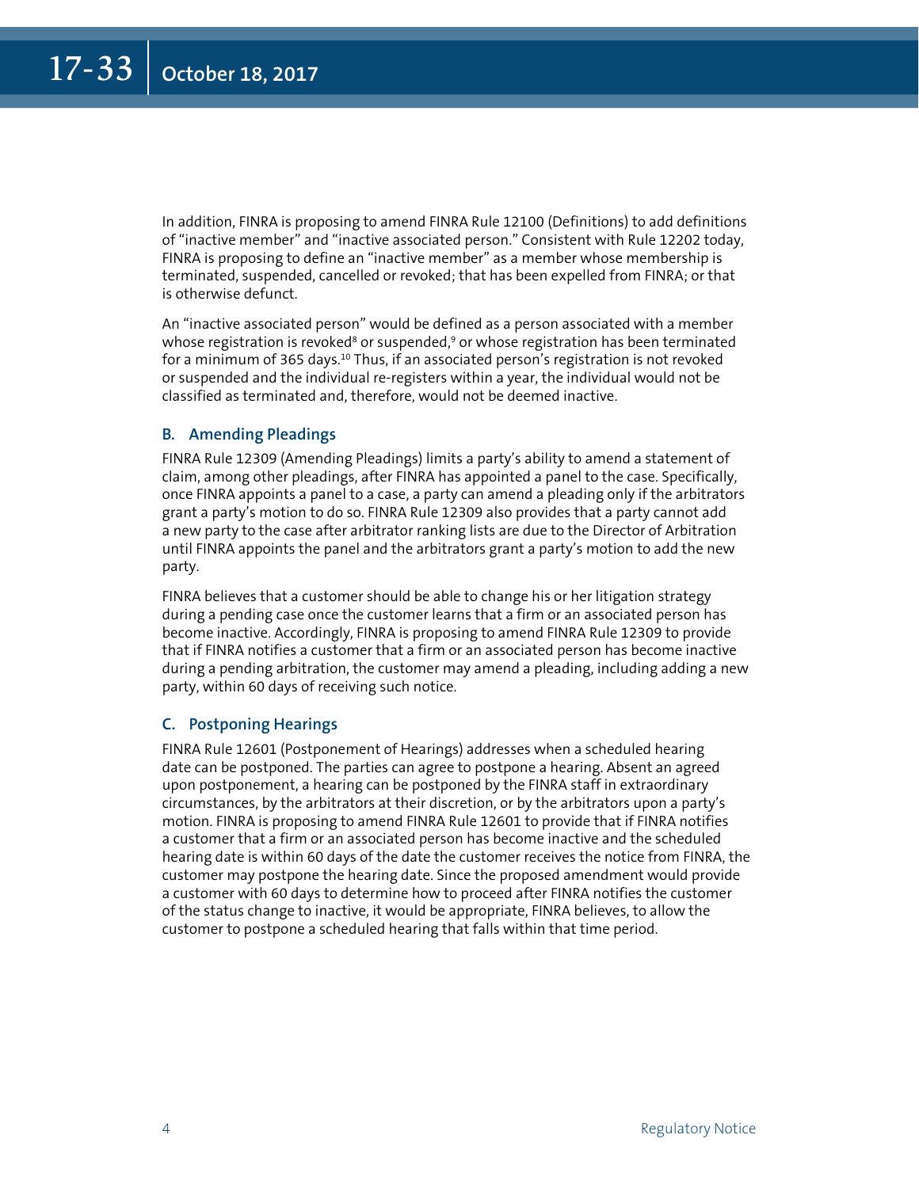In addition, FINRA is proposing to amend FINRA Rule 12100 (Definitions) to add definitions of "inactive member" and "inactive associated person." Consistent with Rule 12202 today, FINRA is proposing to define an "inactive member" as a member whose membership is terminated, suspended, cancelled or revoked; that has been expelled from FINRA; or that is otherwise defunct.

An "inactive associated person" would be defined as a person associated with a member whose registration is revoked[8] or suspended,[9] or whose registration has been terminated for a minimum of 365 days.[10] Thus, if an associated person's registration is not revoked or suspended and the individual re-registers within a year, the individual would not be classified as terminated and, therefore, would not be deemed inactive.

### B. Amending Pleadings

FINRA Rule 12309 (Amending Pleadings) limits a party's ability to amend a statement of claim, among other pleadings, after FINRA has appointed a panel to the case. Specifically, once FINRA appoints a panel to a case, a party can amend a pleading only if the arbitrators grant a party's motion to do so. FINRA Rule 12309 also provides that a party cannot add a new party to the case after arbitrator ranking lists are due to the Director of Arbitration until FINRA appoints the panel and the arbitrators grant a party's motion to add the new party.

FINRA believes that a customer should be able to change his or her litigation strategy during a pending case once the customer learns that a firm or an associated person has become inactive. Accordingly, FINRA is proposing to amend FINRA Rule 12309 to provide that if FINRA notifies a customer that a firm or an associated person has become inactive during a pending arbitration, the customer may amend a pleading, including adding a new party, within 60 days of receiving such notice.

### C. Postponing Hearings

FINRA Rule 12601 (Postponement of Hearings) addresses when a scheduled hearing date can be postponed. The parties can agree to postpone a hearing. Absent an agreed upon postponement, a hearing can be postponed by the FINRA staff in extraordinary circumstances, by the arbitrators at their discretion, or by the arbitrators upon a party's motion. FINRA is proposing to amend FINRA Rule 12601 to provide that if FINRA notifies a customer that a firm or an associated person has become inactive and the scheduled hearing date is within 60 days of the date the customer receives the notice from FINRA, the customer may postpone the hearing date. Since the proposed amendment would provide a customer with 60 days to determine how to proceed after FINRA notifies the customer of the status change to inactive, it would be appropriate, FINRA believes, to allow the customer to postpone a scheduled hearing that falls within that time period.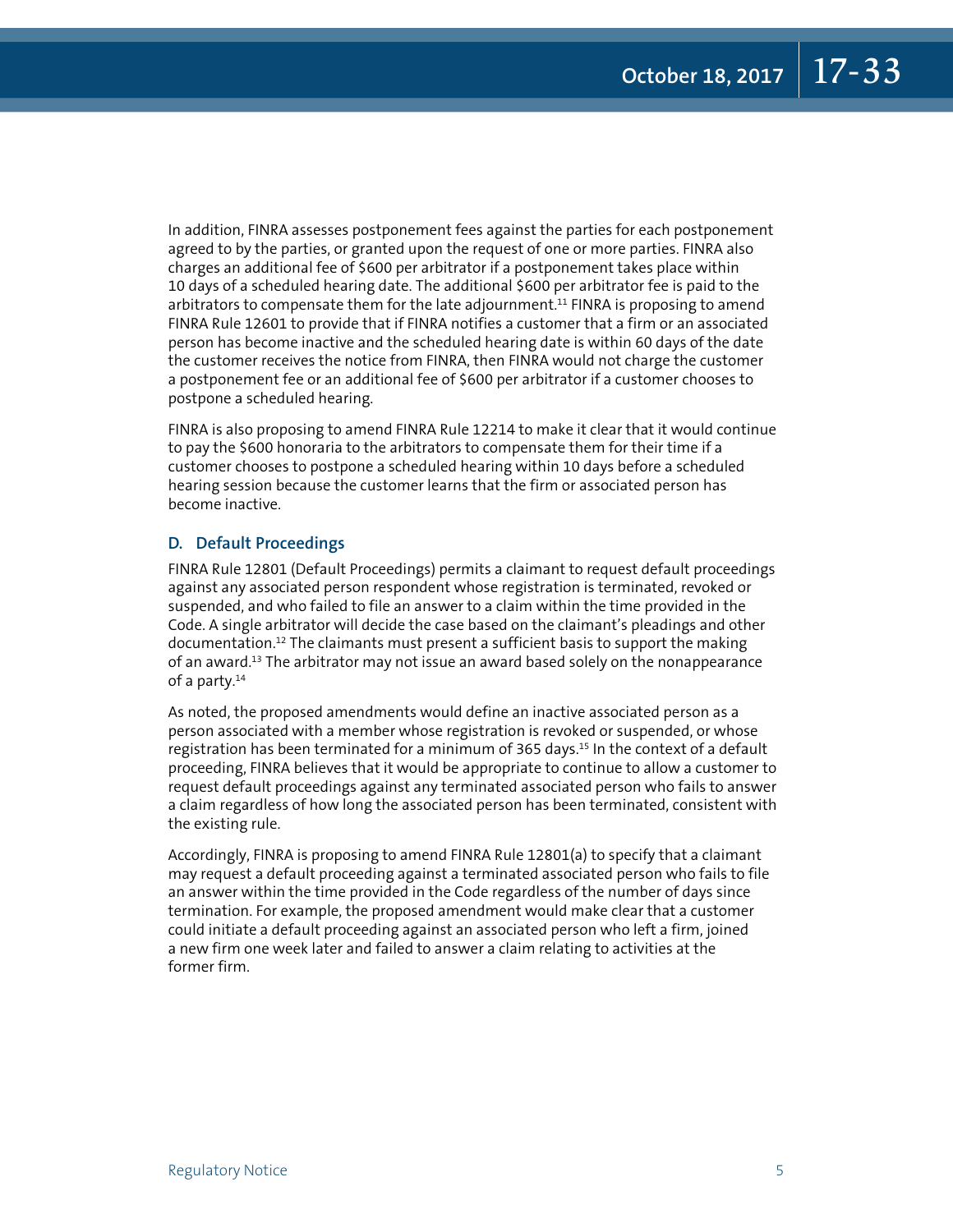In addition, FINRA assesses postponement fees against the parties for each postponement agreed to by the parties, or granted upon the request of one or more parties. FINRA also charges an additional fee of $600 per arbitrator if a postponement takes place within 10 days of a scheduled hearing date. The additional $600 per arbitrator fee is paid to the arbitrators to compensate them for the late adjournment.[11] FINRA is proposing to amend FINRA Rule 12601 to provide that if FINRA notifies a customer that a firm or an associated person has become inactive and the scheduled hearing date is within 60 days of the date the customer receives the notice from FINRA, then FINRA would not charge the customer a postponement fee or an additional fee of $600 per arbitrator if a customer chooses to postpone a scheduled hearing.

FINRA is also proposing to amend FINRA Rule 12214 to make it clear that it would continue to pay the $600 honoraria to the arbitrators to compensate them for their time if a customer chooses to postpone a scheduled hearing within 10 days before a scheduled hearing session because the customer learns that the firm or associated person has become inactive.

### D. Default Proceedings

FINRA Rule 12801 (Default Proceedings) permits a claimant to request default proceedings against any associated person respondent whose registration is terminated, revoked or suspended, and who failed to file an answer to a claim within the time provided in the Code. A single arbitrator will decide the case based on the claimant's pleadings and other documentation.[12] The claimants must present a sufficient basis to support the making of an award.[13] The arbitrator may not issue an award based solely on the nonappearance of a party.[14]

As noted, the proposed amendments would define an inactive associated person as a person associated with a member whose registration is revoked or suspended, or whose registration has been terminated for a minimum of 365 days.[15] In the context of a default proceeding, FINRA believes that it would be appropriate to continue to allow a customer to request default proceedings against any terminated associated person who fails to answer a claim regardless of how long the associated person has been terminated, consistent with the existing rule.

Accordingly, FINRA is proposing to amend FINRA Rule 12801(a) to specify that a claimant may request a default proceeding against a terminated associated person who fails to file an answer within the time provided in the Code regardless of the number of days since termination. For example, the proposed amendment would make clear that a customer could initiate a default proceeding against an associated person who left a firm, joined a new firm one week later and failed to answer a claim relating to activities at the former firm.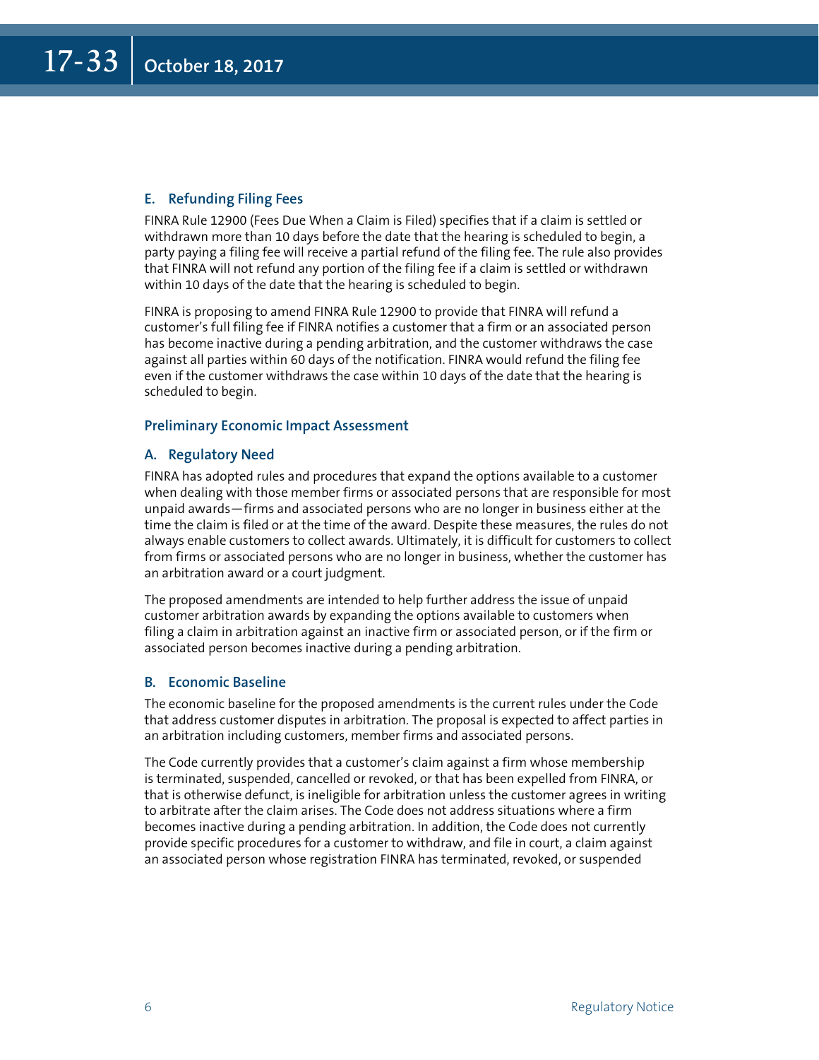### E. Refunding Filing Fees

FINRA Rule 12900 (Fees Due When a Claim is Filed) specifies that if a claim is settled or withdrawn more than 10 days before the date that the hearing is scheduled to begin, a party paying a filing fee will receive a partial refund of the filing fee. The rule also provides that FINRA will not refund any portion of the filing fee if a claim is settled or withdrawn within 10 days of the date that the hearing is scheduled to begin.

FINRA is proposing to amend FINRA Rule 12900 to provide that FINRA will refund a customer's full filing fee if FINRA notifies a customer that a firm or an associated person has become inactive during a pending arbitration, and the customer withdraws the case against all parties within 60 days of the notification. FINRA would refund the filing fee even if the customer withdraws the case within 10 days of the date that the hearing is scheduled to begin.

## Preliminary Economic Impact Assessment

### A. Regulatory Need

FINRA has adopted rules and procedures that expand the options available to a customer when dealing with those member firms or associated persons that are responsible for most unpaid awards—firms and associated persons who are no longer in business either at the time the claim is filed or at the time of the award. Despite these measures, the rules do not always enable customers to collect awards. Ultimately, it is difficult for customers to collect from firms or associated persons who are no longer in business, whether the customer has an arbitration award or a court judgment.

The proposed amendments are intended to help further address the issue of unpaid customer arbitration awards by expanding the options available to customers when filing a claim in arbitration against an inactive firm or associated person, or if the firm or associated person becomes inactive during a pending arbitration.

### B. Economic Baseline

The economic baseline for the proposed amendments is the current rules under the Code that address customer disputes in arbitration. The proposal is expected to affect parties in an arbitration including customers, member firms and associated persons.

The Code currently provides that a customer's claim against a firm whose membership is terminated, suspended, cancelled or revoked, or that has been expelled from FINRA, or that is otherwise defunct, is ineligible for arbitration unless the customer agrees in writing to arbitrate after the claim arises. The Code does not address situations where a firm becomes inactive during a pending arbitration. In addition, the Code does not currently provide specific procedures for a customer to withdraw, and file in court, a claim against an associated person whose registration FINRA has terminated, revoked, or suspended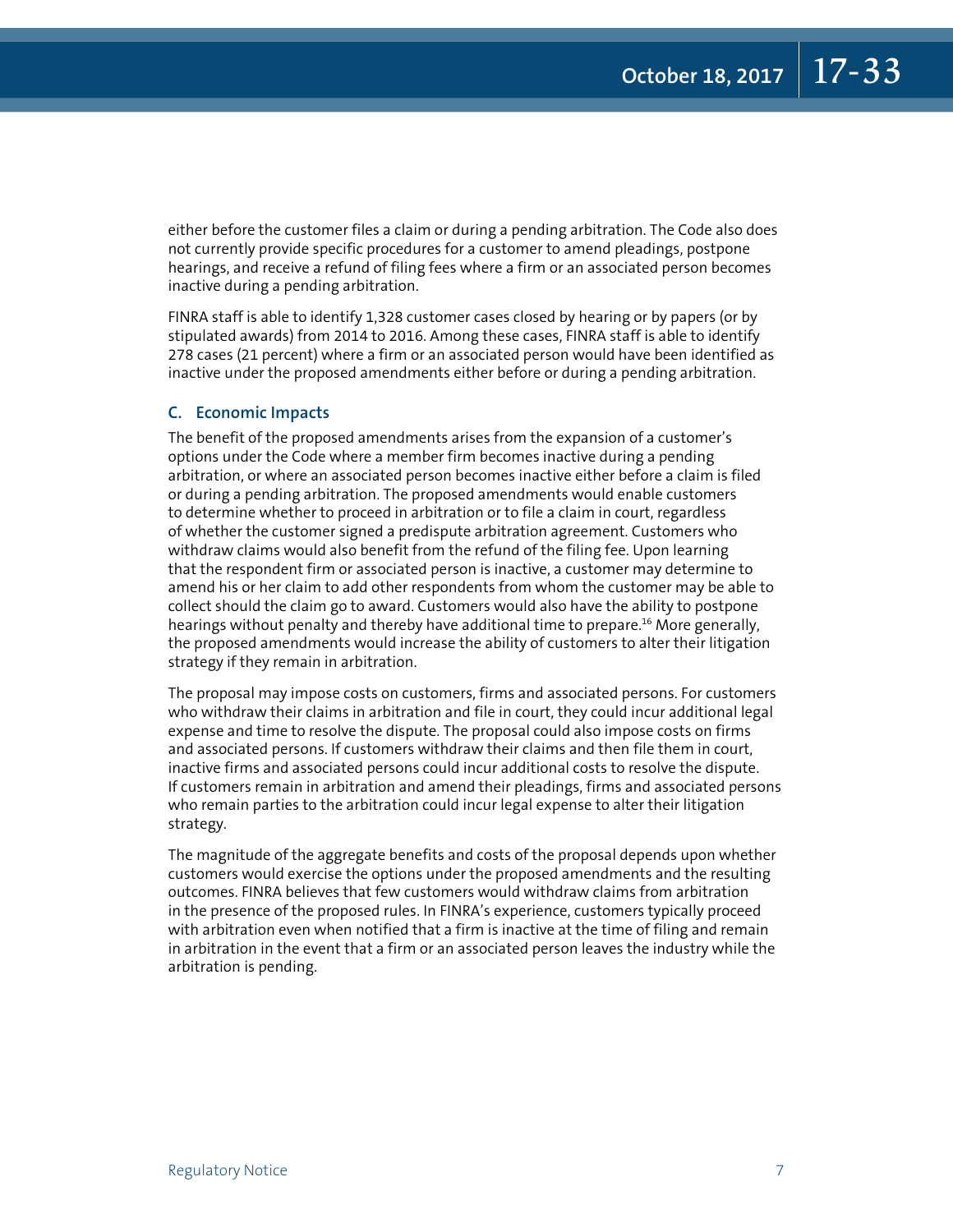either before the customer files a claim or during a pending arbitration. The Code also does not currently provide specific procedures for a customer to amend pleadings, postpone hearings, and receive a refund of filing fees where a firm or an associated person becomes inactive during a pending arbitration.

FINRA staff is able to identify 1,328 customer cases closed by hearing or by papers (or by stipulated awards) from 2014 to 2016. Among these cases, FINRA staff is able to identify 278 cases (21 percent) where a firm or an associated person would have been identified as inactive under the proposed amendments either before or during a pending arbitration.

### C. Economic Impacts

The benefit of the proposed amendments arises from the expansion of a customer's options under the Code where a member firm becomes inactive during a pending arbitration, or where an associated person becomes inactive either before a claim is filed or during a pending arbitration. The proposed amendments would enable customers to determine whether to proceed in arbitration or to file a claim in court, regardless of whether the customer signed a predispute arbitration agreement. Customers who withdraw claims would also benefit from the refund of the filing fee. Upon learning that the respondent firm or associated person is inactive, a customer may determine to amend his or her claim to add other respondents from whom the customer may be able to collect should the claim go to award. Customers would also have the ability to postpone hearings without penalty and thereby have additional time to prepare.[16] More generally, the proposed amendments would increase the ability of customers to alter their litigation strategy if they remain in arbitration.

The proposal may impose costs on customers, firms and associated persons. For customers who withdraw their claims in arbitration and file in court, they could incur additional legal expense and time to resolve the dispute. The proposal could also impose costs on firms and associated persons. If customers withdraw their claims and then file them in court, inactive firms and associated persons could incur additional costs to resolve the dispute. If customers remain in arbitration and amend their pleadings, firms and associated persons who remain parties to the arbitration could incur legal expense to alter their litigation strategy.

The magnitude of the aggregate benefits and costs of the proposal depends upon whether customers would exercise the options under the proposed amendments and the resulting outcomes. FINRA believes that few customers would withdraw claims from arbitration in the presence of the proposed rules. In FINRA's experience, customers typically proceed with arbitration even when notified that a firm is inactive at the time of filing and remain in arbitration in the event that a firm or an associated person leaves the industry while the arbitration is pending.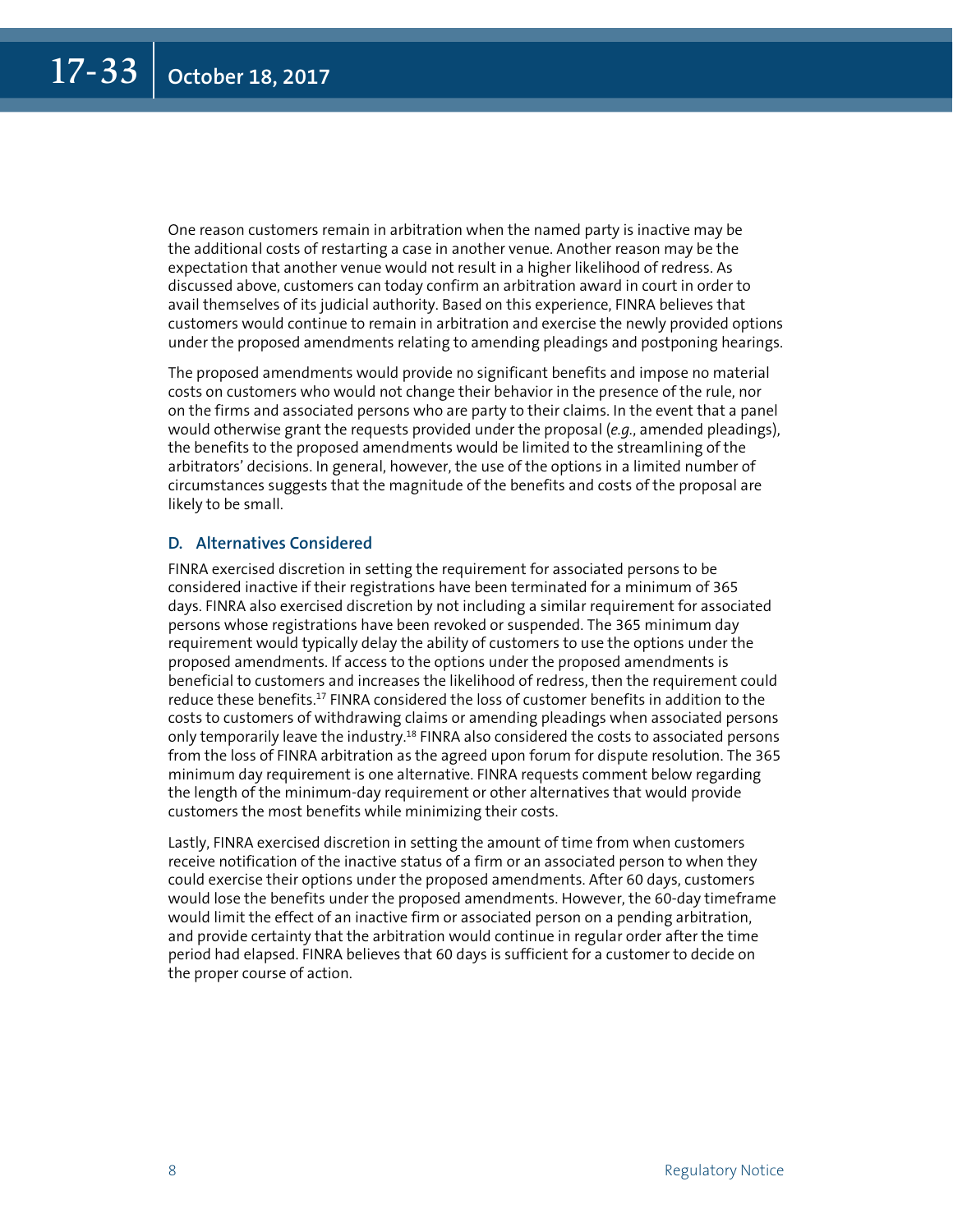One reason customers remain in arbitration when the named party is inactive may be the additional costs of restarting a case in another venue. Another reason may be the expectation that another venue would not result in a higher likelihood of redress. As discussed above, customers can today confirm an arbitration award in court in order to avail themselves of its judicial authority. Based on this experience, FINRA believes that customers would continue to remain in arbitration and exercise the newly provided options under the proposed amendments relating to amending pleadings and postponing hearings.

The proposed amendments would provide no significant benefits and impose no material costs on customers who would not change their behavior in the presence of the rule, nor on the firms and associated persons who are party to their claims. In the event that a panel would otherwise grant the requests provided under the proposal (*e.g.*, amended pleadings), the benefits to the proposed amendments would be limited to the streamlining of the arbitrators' decisions. In general, however, the use of the options in a limited number of circumstances suggests that the magnitude of the benefits and costs of the proposal are likely to be small.

### D. Alternatives Considered

FINRA exercised discretion in setting the requirement for associated persons to be considered inactive if their registrations have been terminated for a minimum of 365 days. FINRA also exercised discretion by not including a similar requirement for associated persons whose registrations have been revoked or suspended. The 365 minimum day requirement would typically delay the ability of customers to use the options under the proposed amendments. If access to the options under the proposed amendments is beneficial to customers and increases the likelihood of redress, then the requirement could reduce these benefits.[17] FINRA considered the loss of customer benefits in addition to the costs to customers of withdrawing claims or amending pleadings when associated persons only temporarily leave the industry.[18] FINRA also considered the costs to associated persons from the loss of FINRA arbitration as the agreed upon forum for dispute resolution. The 365 minimum day requirement is one alternative. FINRA requests comment below regarding the length of the minimum-day requirement or other alternatives that would provide customers the most benefits while minimizing their costs.

Lastly, FINRA exercised discretion in setting the amount of time from when customers receive notification of the inactive status of a firm or an associated person to when they could exercise their options under the proposed amendments. After 60 days, customers would lose the benefits under the proposed amendments. However, the 60-day timeframe would limit the effect of an inactive firm or associated person on a pending arbitration, and provide certainty that the arbitration would continue in regular order after the time period had elapsed. FINRA believes that 60 days is sufficient for a customer to decide on the proper course of action.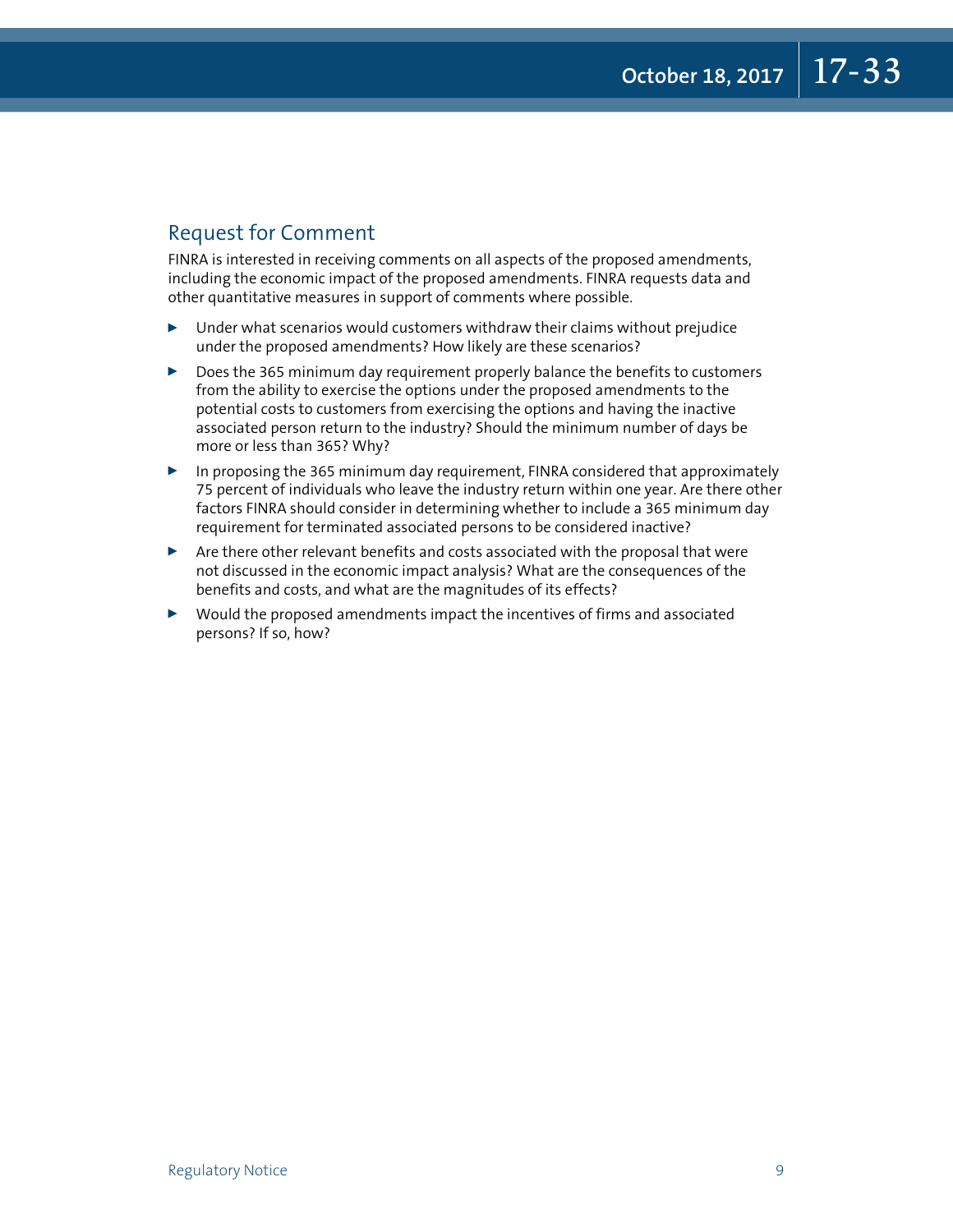## Request for Comment

FINRA is interested in receiving comments on all aspects of the proposed amendments, including the economic impact of the proposed amendments. FINRA requests data and other quantitative measures in support of comments where possible.

- Under what scenarios would customers withdraw their claims without prejudice under the proposed amendments? How likely are these scenarios?
- Does the 365 minimum day requirement properly balance the benefits to customers from the ability to exercise the options under the proposed amendments to the potential costs to customers from exercising the options and having the inactive associated person return to the industry? Should the minimum number of days be more or less than 365? Why?
- In proposing the 365 minimum day requirement, FINRA considered that approximately 75 percent of individuals who leave the industry return within one year. Are there other factors FINRA should consider in determining whether to include a 365 minimum day requirement for terminated associated persons to be considered inactive?
- Are there other relevant benefits and costs associated with the proposal that were not discussed in the economic impact analysis? What are the consequences of the benefits and costs, and what are the magnitudes of its effects?
- Would the proposed amendments impact the incentives of firms and associated persons? If so, how?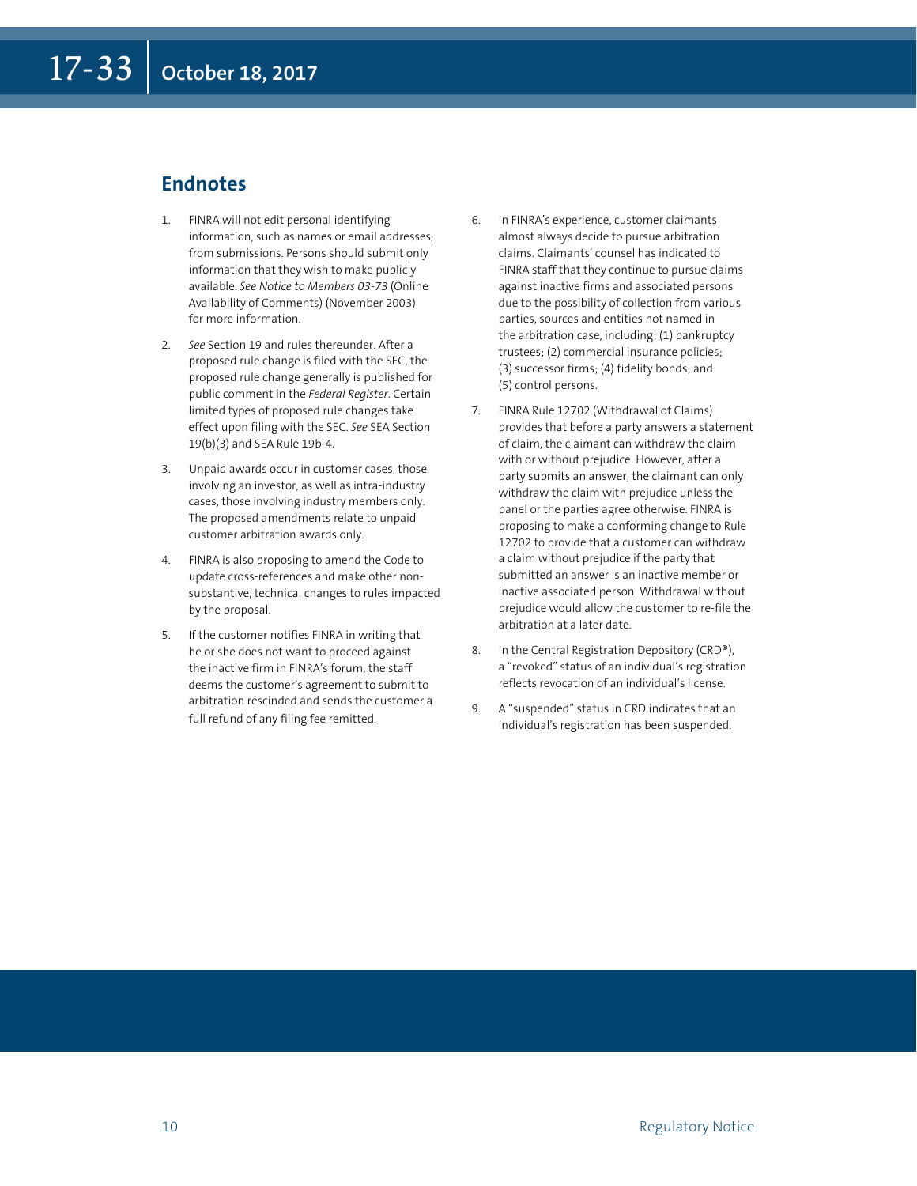## Endnotes

1. FINRA will not edit personal identifying information, such as names or email addresses, from submissions. Persons should submit only information that they wish to make publicly available. *See Notice to Members 03-73* (Online Availability of Comments) (November 2003) for more information.

2. *See* Section 19 and rules thereunder. After a proposed rule change is filed with the SEC, the proposed rule change generally is published for public comment in the *Federal Register*. Certain limited types of proposed rule changes take effect upon filing with the SEC. *See* SEA Section 19(b)(3) and SEA Rule 19b-4.

3. Unpaid awards occur in customer cases, those involving an investor, as well as intra-industry cases, those involving industry members only. The proposed amendments relate to unpaid customer arbitration awards only.

4. FINRA is also proposing to amend the Code to update cross-references and make other non-substantive, technical changes to rules impacted by the proposal.

5. If the customer notifies FINRA in writing that he or she does not want to proceed against the inactive firm in FINRA's forum, the staff deems the customer's agreement to submit to arbitration rescinded and sends the customer a full refund of any filing fee remitted.

6. In FINRA's experience, customer claimants almost always decide to pursue arbitration claims. Claimants' counsel has indicated to FINRA staff that they continue to pursue claims against inactive firms and associated persons due to the possibility of collection from various parties, sources and entities not named in the arbitration case, including: (1) bankruptcy trustees; (2) commercial insurance policies; (3) successor firms; (4) fidelity bonds; and (5) control persons.

7. FINRA Rule 12702 (Withdrawal of Claims) provides that before a party answers a statement of claim, the claimant can withdraw the claim with or without prejudice. However, after a party submits an answer, the claimant can only withdraw the claim with prejudice unless the panel or the parties agree otherwise. FINRA is proposing to make a conforming change to Rule 12702 to provide that a customer can withdraw a claim without prejudice if the party that submitted an answer is an inactive member or inactive associated person. Withdrawal without prejudice would allow the customer to re-file the arbitration at a later date.

8. In the Central Registration Depository (CRD®), a "revoked" status of an individual's registration reflects revocation of an individual's license.

9. A "suspended" status in CRD indicates that an individual's registration has been suspended.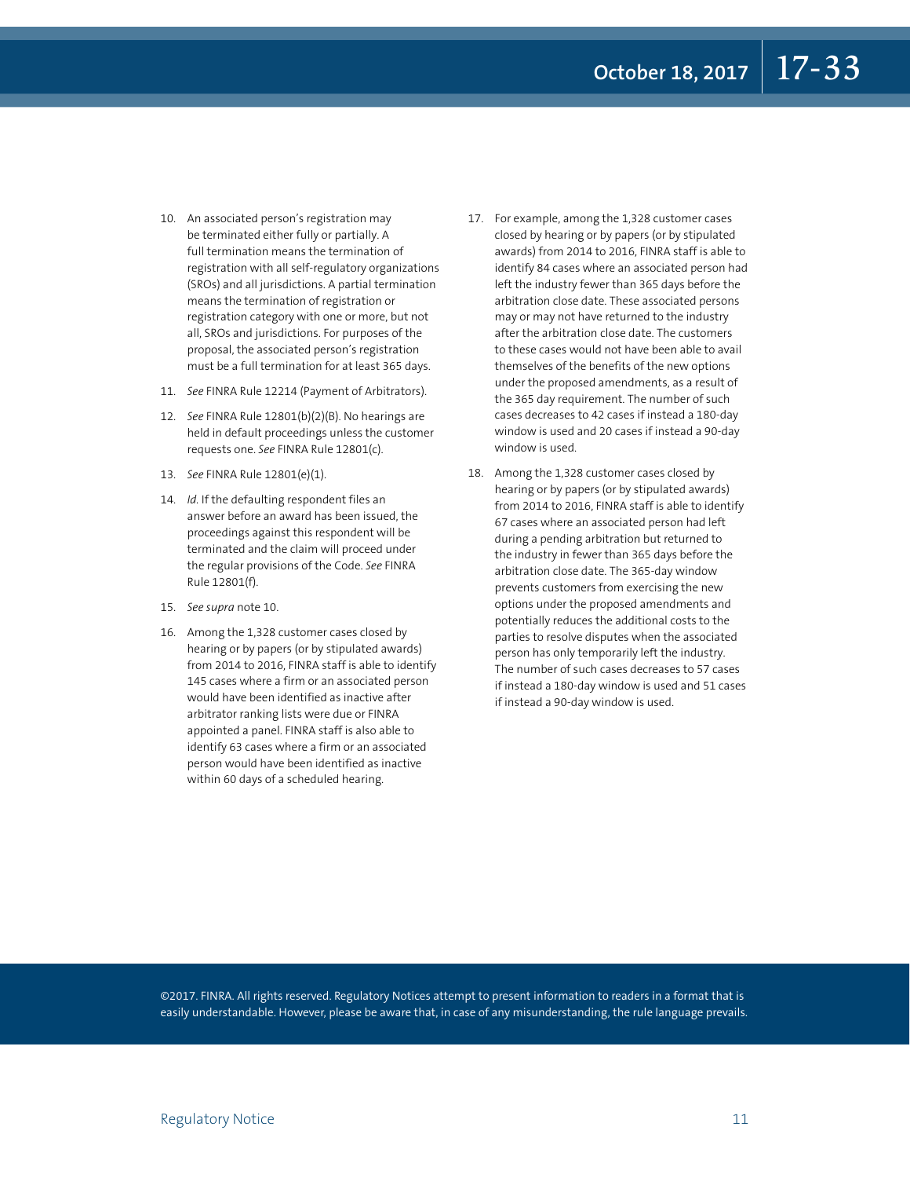10. An associated person's registration may be terminated either fully or partially. A full termination means the termination of registration with all self-regulatory organizations (SROs) and all jurisdictions. A partial termination means the termination of registration or registration category with one or more, but not all, SROs and jurisdictions. For purposes of the proposal, the associated person's registration must be a full termination for at least 365 days.

11. *See* FINRA Rule 12214 (Payment of Arbitrators).

12. *See* FINRA Rule 12801(b)(2)(B). No hearings are held in default proceedings unless the customer requests one. *See* FINRA Rule 12801(c).

13. *See* FINRA Rule 12801(e)(1).

14. *Id.* If the defaulting respondent files an answer before an award has been issued, the proceedings against this respondent will be terminated and the claim will proceed under the regular provisions of the Code. *See* FINRA Rule 12801(f).

15. *See supra* note 10.

16. Among the 1,328 customer cases closed by hearing or by papers (or by stipulated awards) from 2014 to 2016, FINRA staff is able to identify 145 cases where a firm or an associated person would have been identified as inactive after arbitrator ranking lists were due or FINRA appointed a panel. FINRA staff is also able to identify 63 cases where a firm or an associated person would have been identified as inactive within 60 days of a scheduled hearing.

17. For example, among the 1,328 customer cases closed by hearing or by papers (or by stipulated awards) from 2014 to 2016, FINRA staff is able to identify 84 cases where an associated person had left the industry fewer than 365 days before the arbitration close date. These associated persons may or may not have returned to the industry after the arbitration close date. The customers to these cases would not have been able to avail themselves of the benefits of the new options under the proposed amendments, as a result of the 365 day requirement. The number of such cases decreases to 42 cases if instead a 180-day window is used and 20 cases if instead a 90-day window is used.

18. Among the 1,328 customer cases closed by hearing or by papers (or by stipulated awards) from 2014 to 2016, FINRA staff is able to identify 67 cases where an associated person had left during a pending arbitration but returned to the industry in fewer than 365 days before the arbitration close date. The 365-day window prevents customers from exercising the new options under the proposed amendments and potentially reduces the additional costs to the parties to resolve disputes when the associated person has only temporarily left the industry. The number of such cases decreases to 57 cases if instead a 180-day window is used and 51 cases if instead a 90-day window is used.

©2017. FINRA. All rights reserved. Regulatory Notices attempt to present information to readers in a format that is easily understandable. However, please be aware that, in case of any misunderstanding, the rule language prevails.